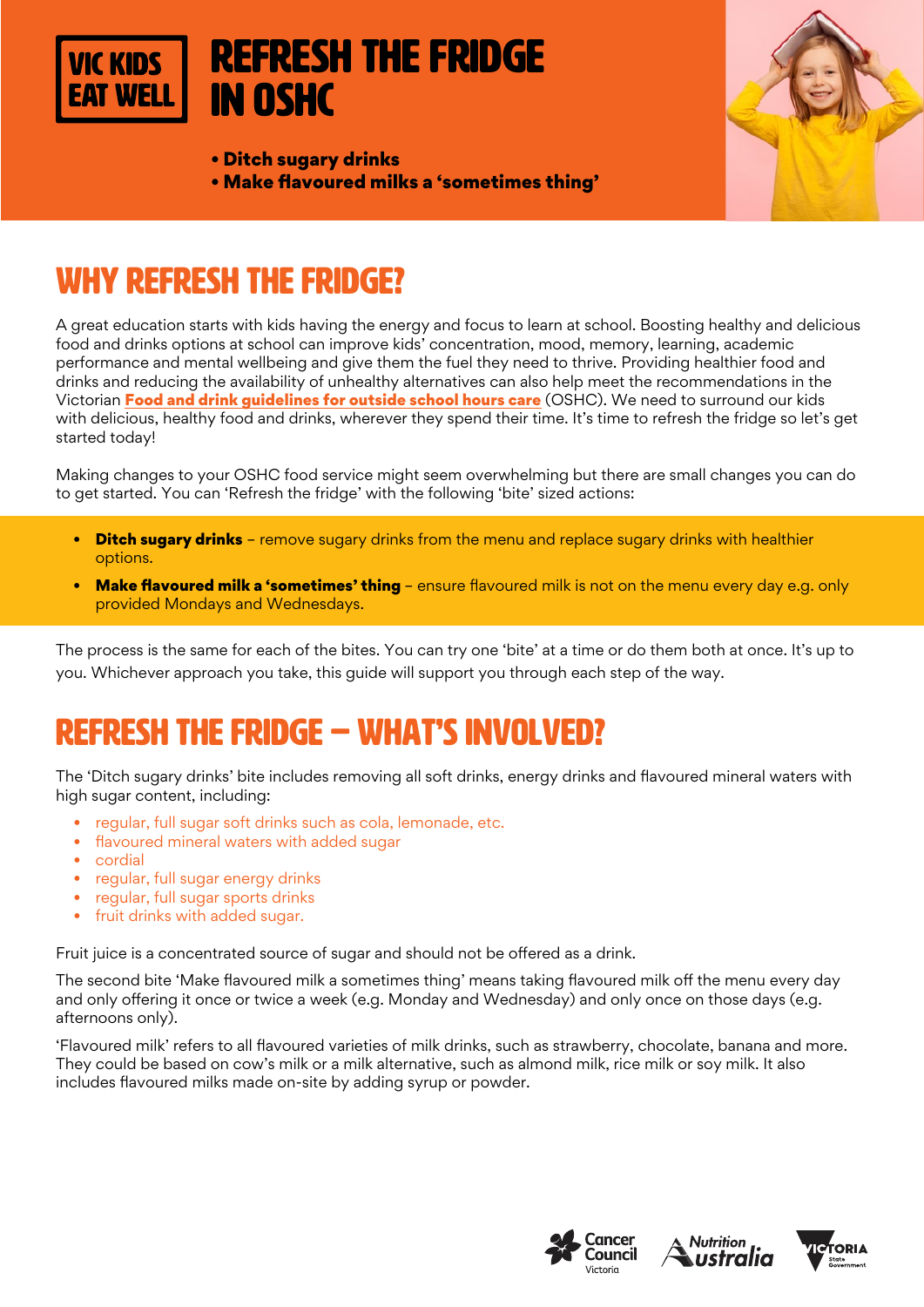VIC KIDS EAT WELL

# REFRESH THE FRIDGE IN OSHC

- **Ditch sugary drinks**
- **Make flavoured milks a 'sometimes thing'**

## WHY REFRESH THE FRIDGE?

A great education starts with kids having the energy and focus to learn at school. Boosting healthy and delicious food and drinks options at school can improve kids' concentration, mood, memory, learning, academic performance and mental wellbeing and give them the fuel they need to thrive. Providing healthier food and drinks and reducing the availability of unhealthy alternatives can also help meet the recommendations in the Victorian **Food and drink guidelines for outside school hours care** (OSHC). We need to surround our kids with delicious, healthy food and drinks, wherever they spend their time. It's time to refresh the fridge so let's get started today!

Making changes to your OSHC food service might seem overwhelming but there are small changes you can do to get started. You can 'Refresh the fridge' with the following 'bite' sized actions:

- **Ditch sugary drinks** – remove sugary drinks from the menu and replace sugary drinks with healthier options.
- **Make flavoured milk a 'sometimes' thing** – ensure flavoured milk is not on the menu every day e.g. only provided Mondays and Wednesdays.

The process is the same for each of the bites. You can try one 'bite' at a time or do them both at once. It's up to you. Whichever approach you take, this guide will support you through each step of the way.

## REFRESH THE FRIDGE – WHAT'S INVOLVED?

The 'Ditch sugary drinks' bite includes removing all soft drinks, energy drinks and flavoured mineral waters with high sugar content, including:

- regular, full sugar soft drinks such as cola, lemonade, etc.
- flavoured mineral waters with added sugar
- cordial
- regular, full sugar energy drinks
- regular, full sugar sports drinks
- fruit drinks with added sugar.

Fruit juice is a concentrated source of sugar and should not be offered as a drink.

The second bite 'Make flavoured milk a sometimes thing' means taking flavoured milk off the menu every day and only offering it once or twice a week (e.g. Monday and Wednesday) and only once on those days (e.g. afternoons only).

'Flavoured milk' refers to all flavoured varieties of milk drinks, such as strawberry, chocolate, banana and more. They could be based on cow's milk or a milk alternative, such as almond milk, rice milk or soy milk. It also includes flavoured milks made on-site by adding syrup or powder.

Cancer Council Victoria | Nutrition Australia | Victoria State Government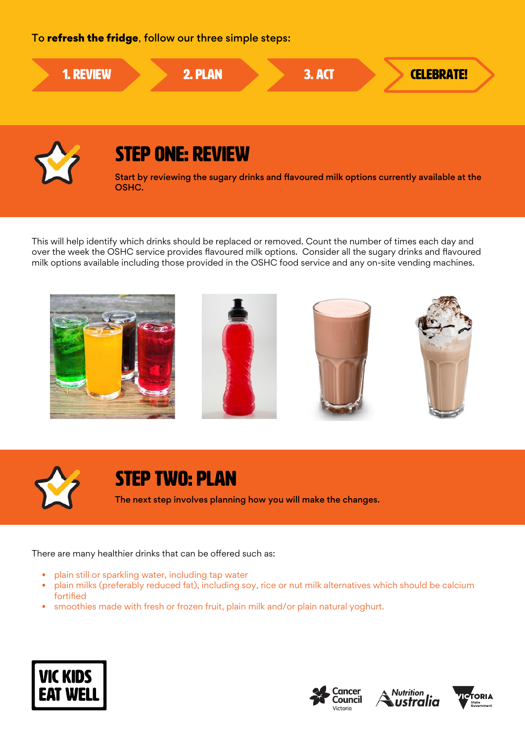To **refresh the fridge**, follow our three simple steps:

1. REVIEW → 2. PLAN → 3. ACT → CELEBRATE!

## STEP ONE: REVIEW

**Start by reviewing the sugary drinks and flavoured milk options currently available at the OSHC.**

This will help identify which drinks should be replaced or removed. Count the number of times each day and over the week the OSHC service provides flavoured milk options. Consider all the sugary drinks and flavoured milk options available including those provided in the OSHC food service and any on-site vending machines.

## STEP TWO: PLAN

**The next step involves planning how you will make the changes.**

There are many healthier drinks that can be offered such as:

- plain still or sparkling water, including tap water
- plain milks (preferably reduced fat), including soy, rice or nut milk alternatives which should be calcium fortified
- smoothies made with fresh or frozen fruit, plain milk and/or plain natural yoghurt.

VIC KIDS EAT WELL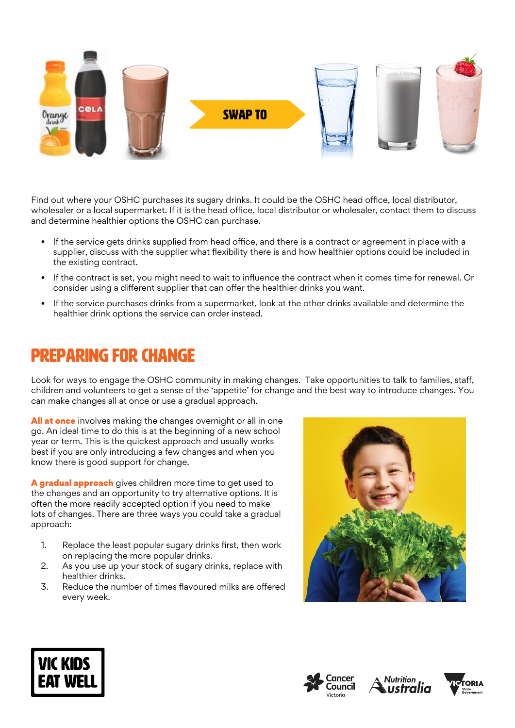SWAP TO

Find out where your OSHC purchases its sugary drinks. It could be the OSHC head office, local distributor, wholesaler or a local supermarket. If it is the head office, local distributor or wholesaler, contact them to discuss and determine healthier options the OSHC can purchase.

- If the service gets drinks supplied from head office, and there is a contract or agreement in place with a supplier, discuss with the supplier what flexibility there is and how healthier options could be included in the existing contract.
- If the contract is set, you might need to wait to influence the contract when it comes time for renewal. Or consider using a different supplier that can offer the healthier drinks you want.
- If the service purchases drinks from a supermarket, look at the other drinks available and determine the healthier drink options the service can order instead.

## PREPARING FOR CHANGE

Look for ways to engage the OSHC community in making changes. Take opportunities to talk to families, staff, children and volunteers to get a sense of the 'appetite' for change and the best way to introduce changes. You can make changes all at once or use a gradual approach.

**All at once** involves making the changes overnight or all in one go. An ideal time to do this is at the beginning of a new school year or term. This is the quickest approach and usually works best if you are only introducing a few changes and when you know there is good support for change.

**A gradual approach** gives children more time to get used to the changes and an opportunity to try alternative options. It is often the more readily accepted option if you need to make lots of changes. There are three ways you could take a gradual approach:

1. Replace the least popular sugary drinks first, then work on replacing the more popular drinks.
2. As you use up your stock of sugary drinks, replace with healthier drinks.
3. Reduce the number of times flavoured milks are offered every week.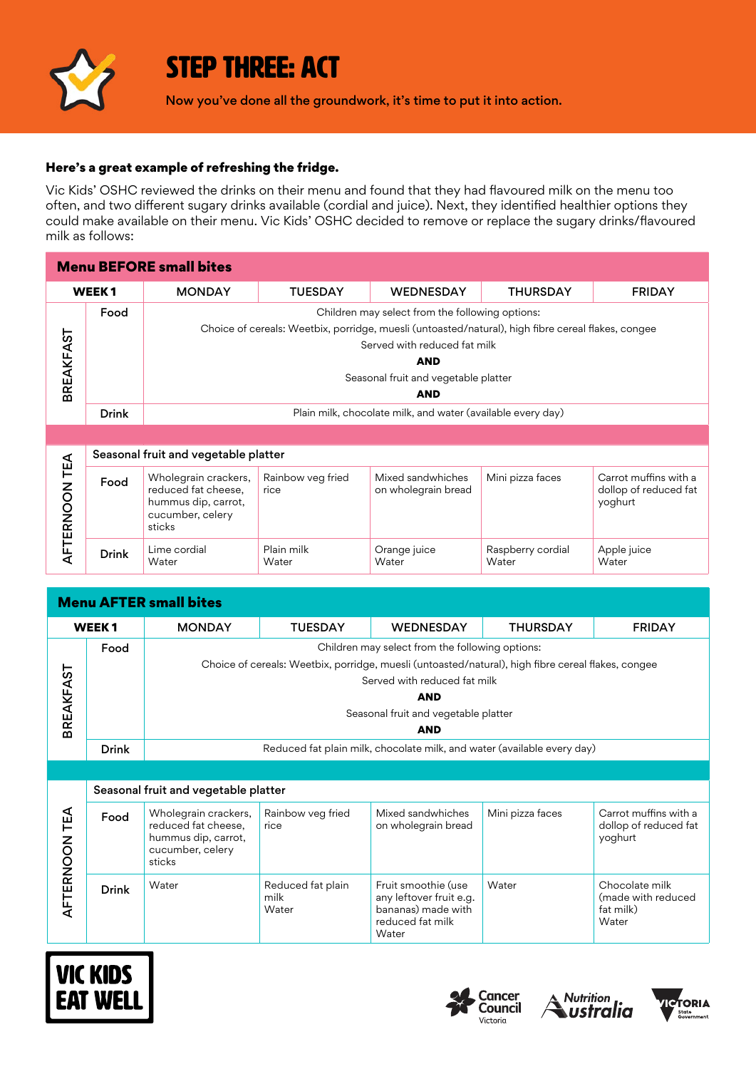# STEP THREE: ACT

Now you've done all the groundwork, it's time to put it into action.

**Here's a great example of refreshing the fridge.**

Vic Kids' OSHC reviewed the drinks on their menu and found that they had flavoured milk on the menu too often, and two different sugary drinks available (cordial and juice). Next, they identified healthier options they could make available on their menu. Vic Kids' OSHC decided to remove or replace the sugary drinks/flavoured milk as follows:

**Menu BEFORE small bites**

| WEEK 1 | | MONDAY | TUESDAY | WEDNESDAY | THURSDAY | FRIDAY |
|---|---|---|---|---|---|---|
| BREAKFAST | Food | Children may select from the following options: Choice of cereals: Weetbix, porridge, muesli (untoasted/natural), high fibre cereal flakes, congee Served with reduced fat milk **AND** Seasonal fruit and vegetable platter **AND** | | | | |
| | Drink | Plain milk, chocolate milk, and water (available every day) | | | | |
| AFTERNOON TEA | Seasonal fruit and vegetable platter | | | | | |
| | Food | Wholegrain crackers, reduced fat cheese, hummus dip, carrot, cucumber, celery sticks | Rainbow veg fried rice | Mixed sandwhiches on wholegrain bread | Mini pizza faces | Carrot muffins with a dollop of reduced fat yoghurt |
| | Drink | Lime cordial<br>Water | Plain milk<br>Water | Orange juice<br>Water | Raspberry cordial<br>Water | Apple juice<br>Water |

**Menu AFTER small bites**

| WEEK 1 | | MONDAY | TUESDAY | WEDNESDAY | THURSDAY | FRIDAY |
|---|---|---|---|---|---|---|
| BREAKFAST | Food | Children may select from the following options: Choice of cereals: Weetbix, porridge, muesli (untoasted/natural), high fibre cereal flakes, congee Served with reduced fat milk **AND** Seasonal fruit and vegetable platter **AND** | | | | |
| | Drink | Reduced fat plain milk, chocolate milk, and water (available every day) | | | | |
| AFTERNOON TEA | Seasonal fruit and vegetable platter | | | | | |
| | Food | Wholegrain crackers, reduced fat cheese, hummus dip, carrot, cucumber, celery sticks | Rainbow veg fried rice | Mixed sandwhiches on wholegrain bread | Mini pizza faces | Carrot muffins with a dollop of reduced fat yoghurt |
| | Drink | Water | Reduced fat plain milk<br>Water | Fruit smoothie (use any leftover fruit e.g. bananas) made with reduced fat milk<br>Water | Water | Chocolate milk (made with reduced fat milk)<br>Water |

VIC KIDS EAT WELL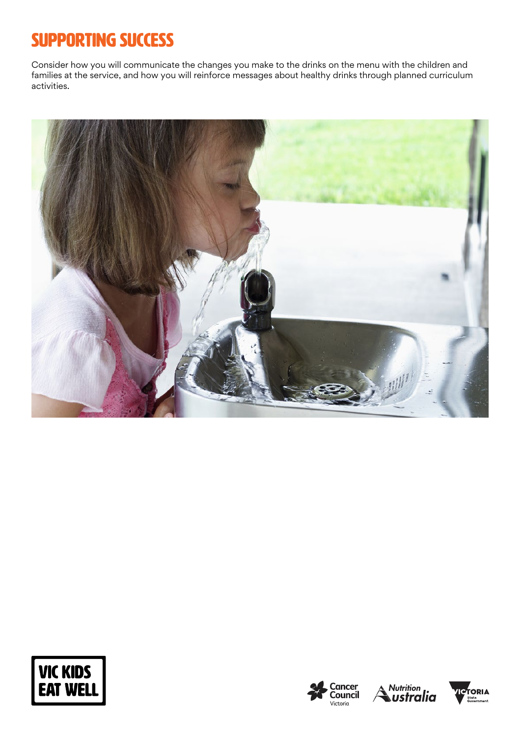# SUPPORTING SUCCESS

Consider how you will communicate the changes you make to the drinks on the menu with the children and families at the service, and how you will reinforce messages about healthy drinks through planned curriculum activities.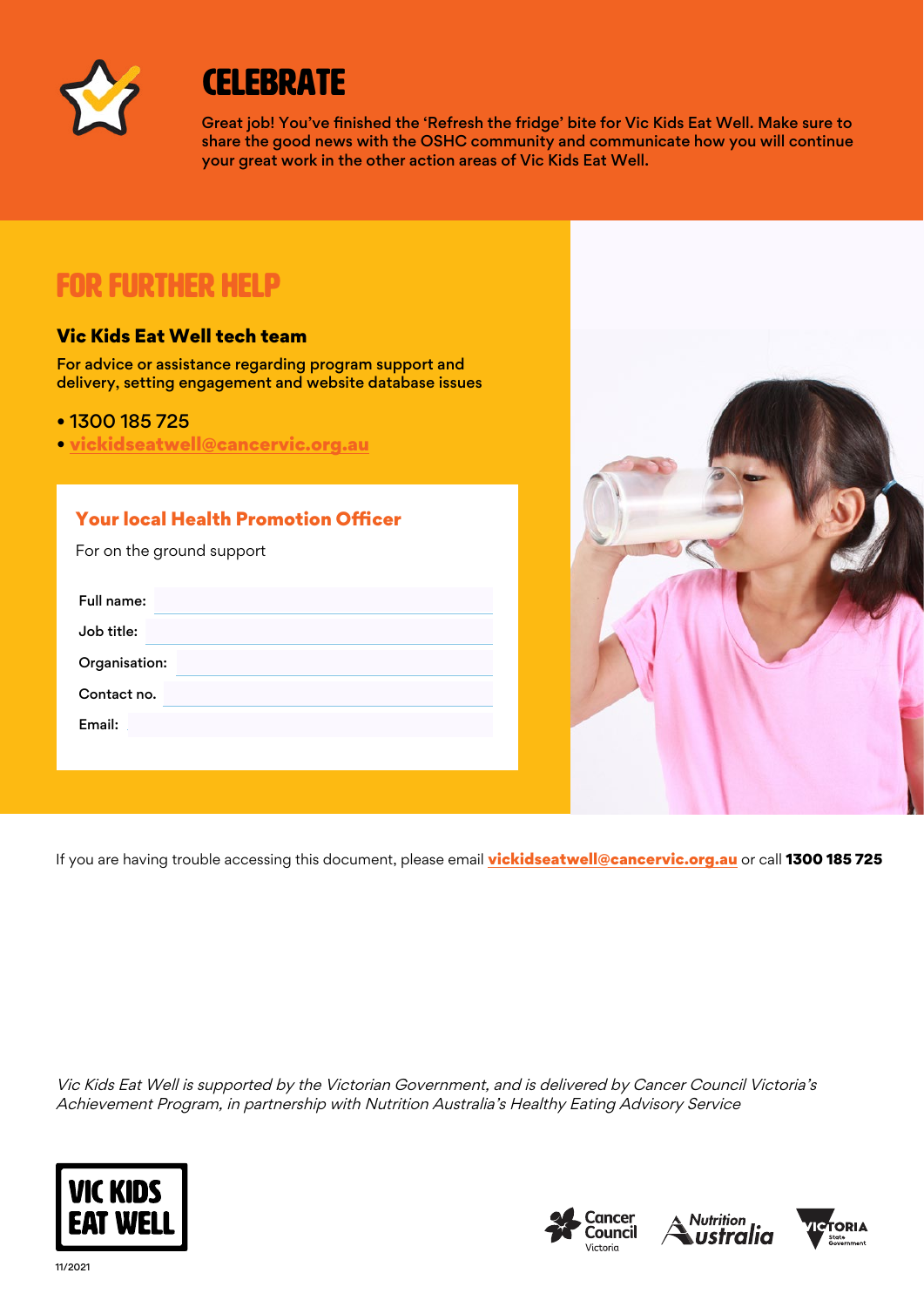# CELEBRATE

Great job! You've finished the 'Refresh the fridge' bite for Vic Kids Eat Well. Make sure to share the good news with the OSHC community and communicate how you will continue your great work in the other action areas of Vic Kids Eat Well.

## FOR FURTHER HELP

### Vic Kids Eat Well tech team

For advice or assistance regarding program support and delivery, setting engagement and website database issues

- 1300 185 725
- vickidseatwell@cancervic.org.au

### Your local Health Promotion Officer

For on the ground support

Full name:

Job title:

Organisation:

Contact no.

Email:

If you are having trouble accessing this document, please email **vickidseatwell@cancervic.org.au** or call **1300 185 725**

*Vic Kids Eat Well is supported by the Victorian Government, and is delivered by Cancer Council Victoria's Achievement Program, in partnership with Nutrition Australia's Healthy Eating Advisory Service*

VIC KIDS EAT WELL

11/2021